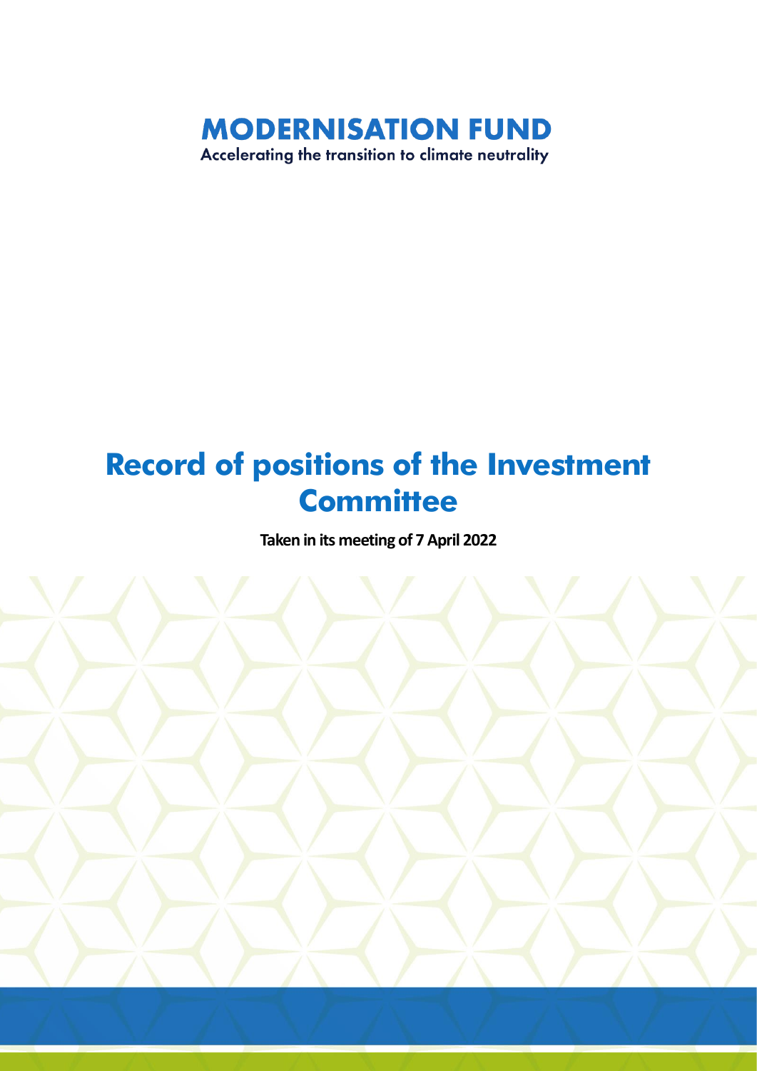**MODERNISATION FUND**

Accelerating the transition to climate neutrality

# Record of positions of the Investment Committee

**Taken in its meeting of 7 April 2022**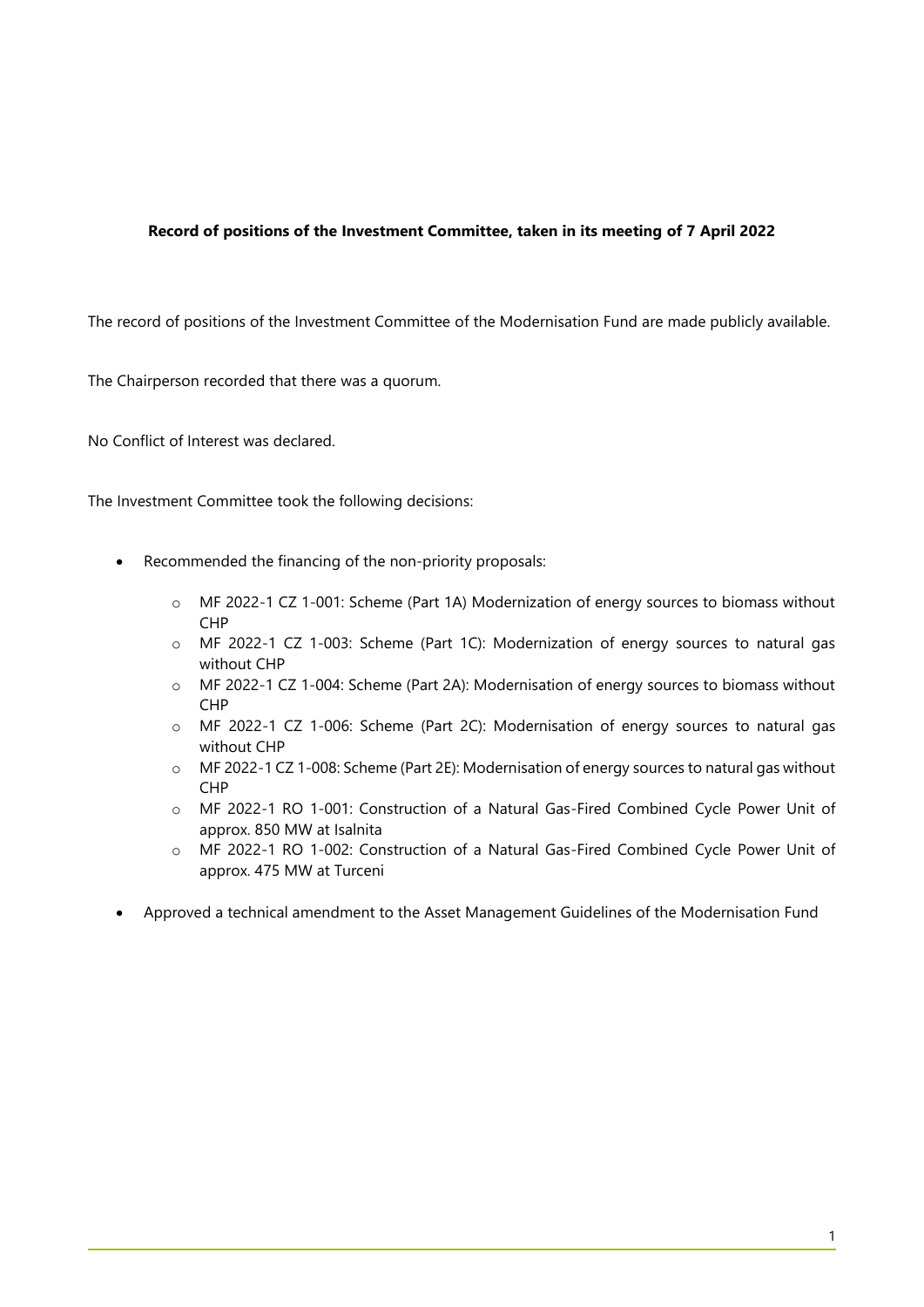**Record of positions of the Investment Committee, taken in its meeting of 7 April 2022**

The record of positions of the Investment Committee of the Modernisation Fund are made publicly available.

The Chairperson recorded that there was a quorum.

No Conflict of Interest was declared.

The Investment Committee took the following decisions:

- Recommended the financing of the non-priority proposals:
  - MF 2022-1 CZ 1-001: Scheme (Part 1A) Modernization of energy sources to biomass without CHP
  - MF 2022-1 CZ 1-003: Scheme (Part 1C): Modernization of energy sources to natural gas without CHP
  - MF 2022-1 CZ 1-004: Scheme (Part 2A): Modernisation of energy sources to biomass without CHP
  - MF 2022-1 CZ 1-006: Scheme (Part 2C): Modernisation of energy sources to natural gas without CHP
  - MF 2022-1 CZ 1-008: Scheme (Part 2E): Modernisation of energy sources to natural gas without CHP
  - MF 2022-1 RO 1-001: Construction of a Natural Gas-Fired Combined Cycle Power Unit of approx. 850 MW at Isalnita
  - MF 2022-1 RO 1-002: Construction of a Natural Gas-Fired Combined Cycle Power Unit of approx. 475 MW at Turceni
- Approved a technical amendment to the Asset Management Guidelines of the Modernisation Fund